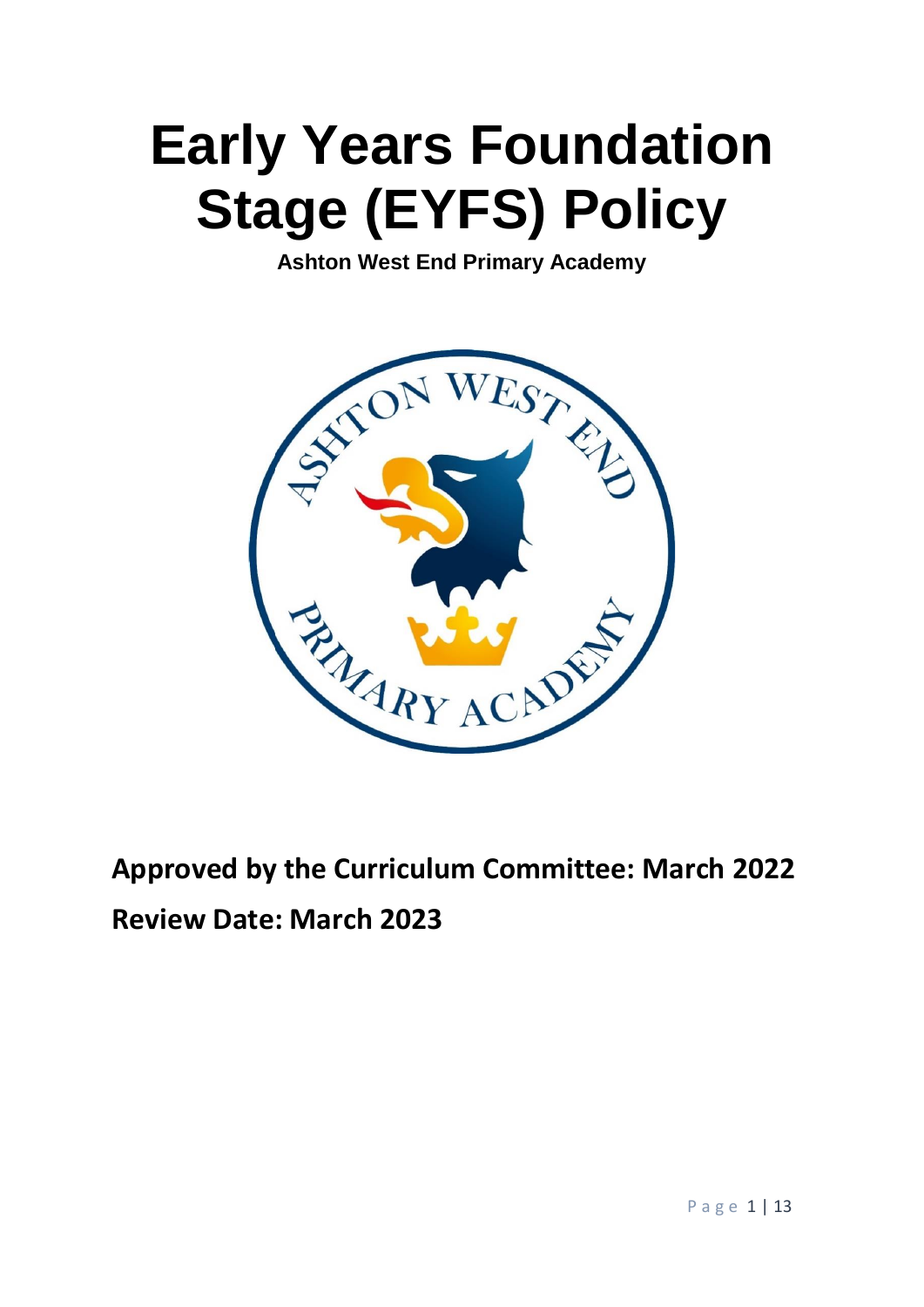# Early Years Foundation Stage (EYFS) Policy

**Ashton West End Primary Academy**

**Approved by the Curriculum Committee: March 2022**

**Review Date: March 2023**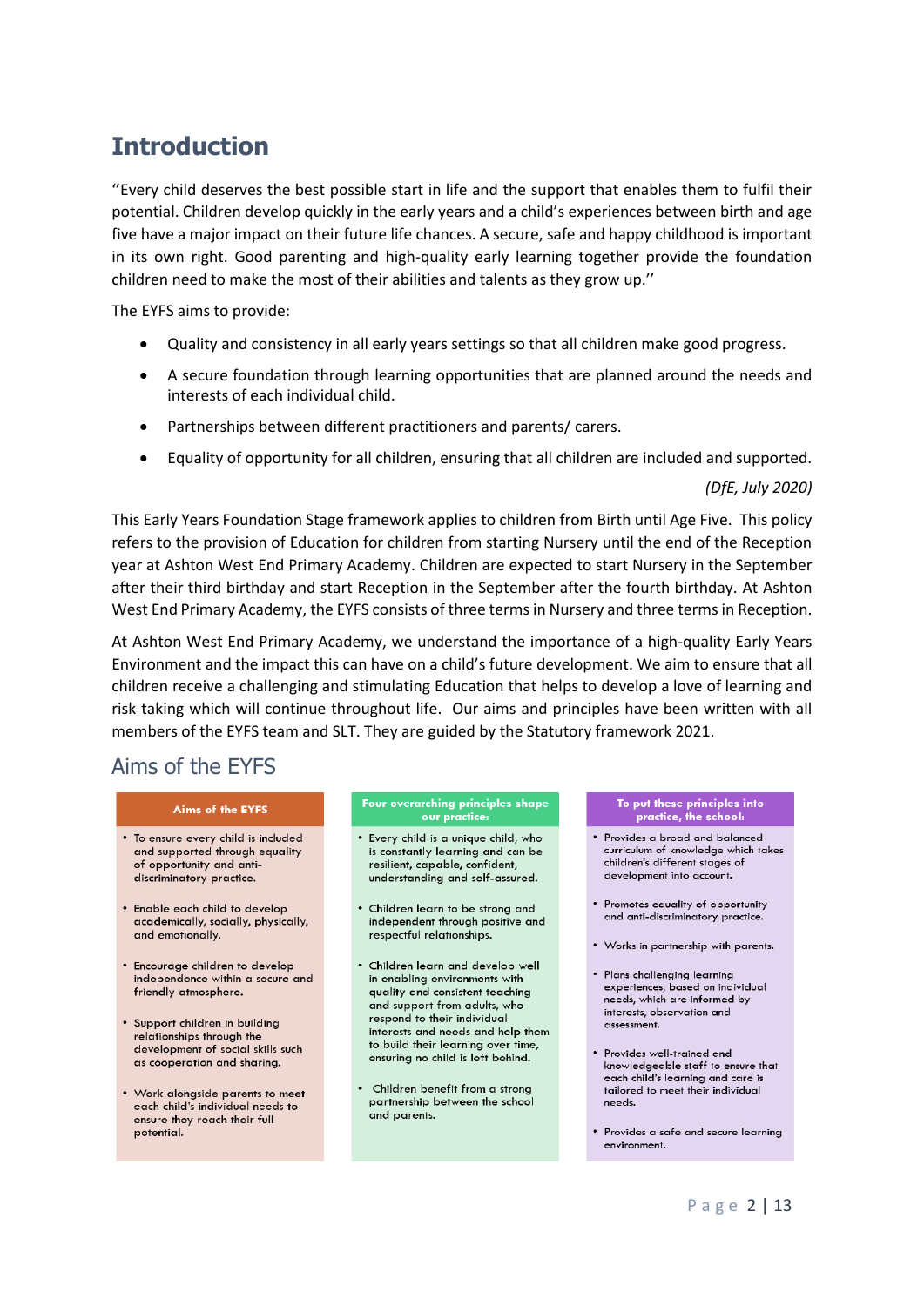# Introduction

''Every child deserves the best possible start in life and the support that enables them to fulfil their potential. Children develop quickly in the early years and a child's experiences between birth and age five have a major impact on their future life chances. A secure, safe and happy childhood is important in its own right. Good parenting and high-quality early learning together provide the foundation children need to make the most of their abilities and talents as they grow up.''

The EYFS aims to provide:

- Quality and consistency in all early years settings so that all children make good progress.
- A secure foundation through learning opportunities that are planned around the needs and interests of each individual child.
- Partnerships between different practitioners and parents/ carers.
- Equality of opportunity for all children, ensuring that all children are included and supported.

*(DfE, July 2020)*

This Early Years Foundation Stage framework applies to children from Birth until Age Five. This policy refers to the provision of Education for children from starting Nursery until the end of the Reception year at Ashton West End Primary Academy. Children are expected to start Nursery in the September after their third birthday and start Reception in the September after the fourth birthday. At Ashton West End Primary Academy, the EYFS consists of three terms in Nursery and three terms in Reception.

At Ashton West End Primary Academy, we understand the importance of a high-quality Early Years Environment and the impact this can have on a child's future development. We aim to ensure that all children receive a challenging and stimulating Education that helps to develop a love of learning and risk taking which will continue throughout life. Our aims and principles have been written with all members of the EYFS team and SLT. They are guided by the Statutory framework 2021.

## Aims of the EYFS

**Aims of the EYFS**

- To ensure every child is included and supported through equality of opportunity and anti-discriminatory practice.
- Enable each child to develop academically, socially, physically, and emotionally.
- Encourage children to develop independence within a secure and friendly atmosphere.
- Support children in building relationships through the development of social skills such as cooperation and sharing.
- Work alongside parents to meet each child's individual needs to ensure they reach their full potential.

**Four overarching principles shape our practice:**

- Every child is a unique child, who is constantly learning and can be resilient, capable, confident, understanding and self-assured.
- Children learn to be strong and independent through positive and respectful relationships.
- Children learn and develop well in enabling environments with quality and consistent teaching and support from adults, who respond to their individual interests and needs and help them to build their learning over time, ensuring no child is left behind.
- Children benefit from a strong partnership between the school and parents.

**To put these principles into practice, the school:**

- Provides a broad and balanced curriculum of knowledge which takes children's different stages of development into account.
- Promotes equality of opportunity and anti-discriminatory practice.
- Works in partnership with parents.
- Plans challenging learning experiences, based on individual needs, which are informed by interests, observation and assessment.
- Provides well-trained and knowledgeable staff to ensure that each child's learning and care is tailored to meet their individual needs.
- Provides a safe and secure learning environment.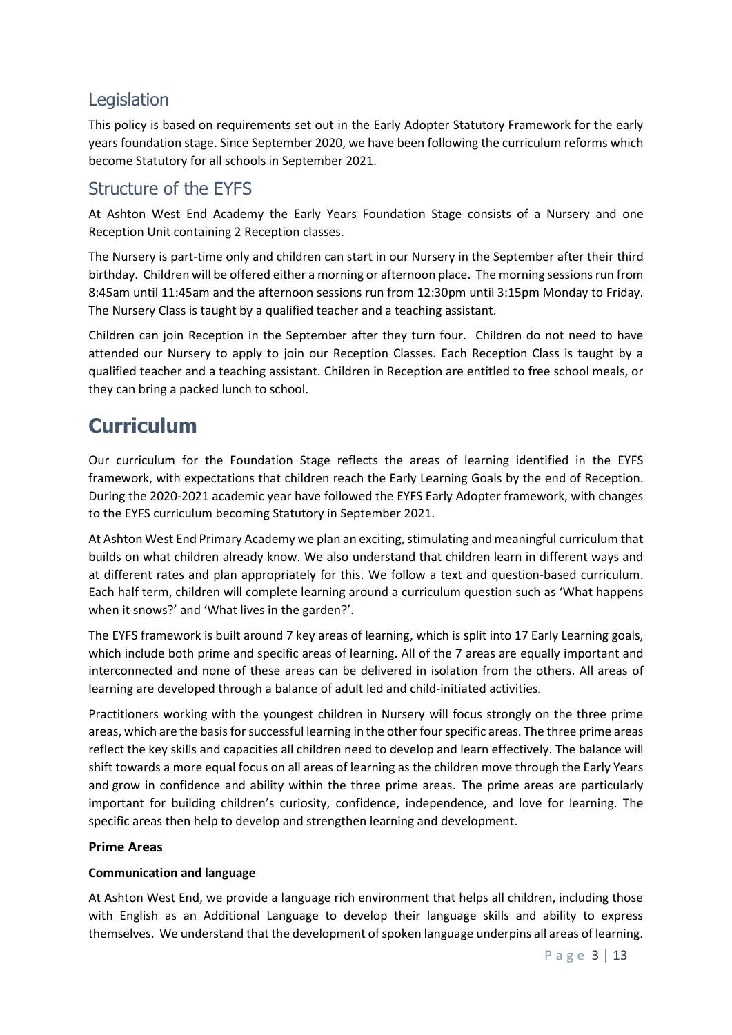## Legislation

This policy is based on requirements set out in the Early Adopter Statutory Framework for the early years foundation stage. Since September 2020, we have been following the curriculum reforms which become Statutory for all schools in September 2021.

## Structure of the EYFS

At Ashton West End Academy the Early Years Foundation Stage consists of a Nursery and one Reception Unit containing 2 Reception classes.

The Nursery is part-time only and children can start in our Nursery in the September after their third birthday. Children will be offered either a morning or afternoon place. The morning sessions run from 8:45am until 11:45am and the afternoon sessions run from 12:30pm until 3:15pm Monday to Friday. The Nursery Class is taught by a qualified teacher and a teaching assistant.

Children can join Reception in the September after they turn four. Children do not need to have attended our Nursery to apply to join our Reception Classes. Each Reception Class is taught by a qualified teacher and a teaching assistant. Children in Reception are entitled to free school meals, or they can bring a packed lunch to school.

# Curriculum

Our curriculum for the Foundation Stage reflects the areas of learning identified in the EYFS framework, with expectations that children reach the Early Learning Goals by the end of Reception. During the 2020-2021 academic year have followed the EYFS Early Adopter framework, with changes to the EYFS curriculum becoming Statutory in September 2021.

At Ashton West End Primary Academy we plan an exciting, stimulating and meaningful curriculum that builds on what children already know. We also understand that children learn in different ways and at different rates and plan appropriately for this. We follow a text and question-based curriculum. Each half term, children will complete learning around a curriculum question such as 'What happens when it snows?' and 'What lives in the garden?'.

The EYFS framework is built around 7 key areas of learning, which is split into 17 Early Learning goals, which include both prime and specific areas of learning. All of the 7 areas are equally important and interconnected and none of these areas can be delivered in isolation from the others. All areas of learning are developed through a balance of adult led and child-initiated activities.

Practitioners working with the youngest children in Nursery will focus strongly on the three prime areas, which are the basis for successful learning in the other four specific areas. The three prime areas reflect the key skills and capacities all children need to develop and learn effectively. The balance will shift towards a more equal focus on all areas of learning as the children move through the Early Years and grow in confidence and ability within the three prime areas. The prime areas are particularly important for building children's curiosity, confidence, independence, and love for learning. The specific areas then help to develop and strengthen learning and development.

**Prime Areas**

**Communication and language**

At Ashton West End, we provide a language rich environment that helps all children, including those with English as an Additional Language to develop their language skills and ability to express themselves. We understand that the development of spoken language underpins all areas of learning.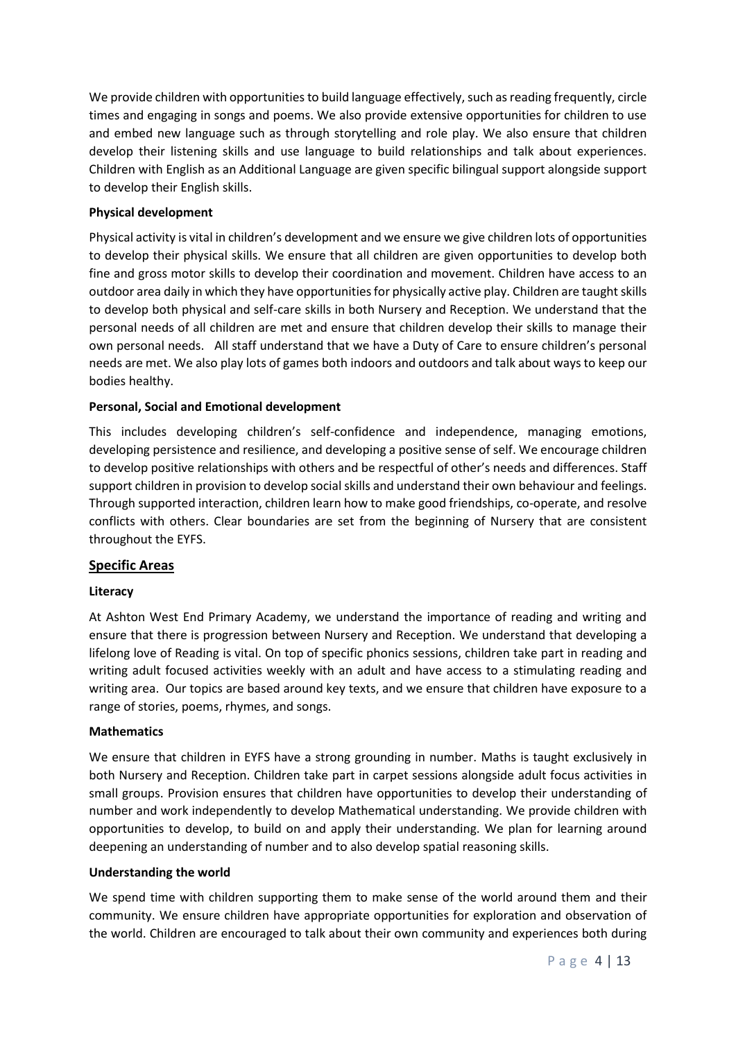We provide children with opportunities to build language effectively, such as reading frequently, circle times and engaging in songs and poems. We also provide extensive opportunities for children to use and embed new language such as through storytelling and role play. We also ensure that children develop their listening skills and use language to build relationships and talk about experiences. Children with English as an Additional Language are given specific bilingual support alongside support to develop their English skills.

**Physical development**

Physical activity is vital in children's development and we ensure we give children lots of opportunities to develop their physical skills. We ensure that all children are given opportunities to develop both fine and gross motor skills to develop their coordination and movement. Children have access to an outdoor area daily in which they have opportunities for physically active play. Children are taught skills to develop both physical and self-care skills in both Nursery and Reception. We understand that the personal needs of all children are met and ensure that children develop their skills to manage their own personal needs. All staff understand that we have a Duty of Care to ensure children's personal needs are met. We also play lots of games both indoors and outdoors and talk about ways to keep our bodies healthy.

**Personal, Social and Emotional development**

This includes developing children's self-confidence and independence, managing emotions, developing persistence and resilience, and developing a positive sense of self. We encourage children to develop positive relationships with others and be respectful of other's needs and differences. Staff support children in provision to develop social skills and understand their own behaviour and feelings. Through supported interaction, children learn how to make good friendships, co-operate, and resolve conflicts with others. Clear boundaries are set from the beginning of Nursery that are consistent throughout the EYFS.

## Specific Areas

**Literacy**

At Ashton West End Primary Academy, we understand the importance of reading and writing and ensure that there is progression between Nursery and Reception. We understand that developing a lifelong love of Reading is vital. On top of specific phonics sessions, children take part in reading and writing adult focused activities weekly with an adult and have access to a stimulating reading and writing area. Our topics are based around key texts, and we ensure that children have exposure to a range of stories, poems, rhymes, and songs.

**Mathematics**

We ensure that children in EYFS have a strong grounding in number. Maths is taught exclusively in both Nursery and Reception. Children take part in carpet sessions alongside adult focus activities in small groups. Provision ensures that children have opportunities to develop their understanding of number and work independently to develop Mathematical understanding. We provide children with opportunities to develop, to build on and apply their understanding. We plan for learning around deepening an understanding of number and to also develop spatial reasoning skills.

**Understanding the world**

We spend time with children supporting them to make sense of the world around them and their community. We ensure children have appropriate opportunities for exploration and observation of the world. Children are encouraged to talk about their own community and experiences both during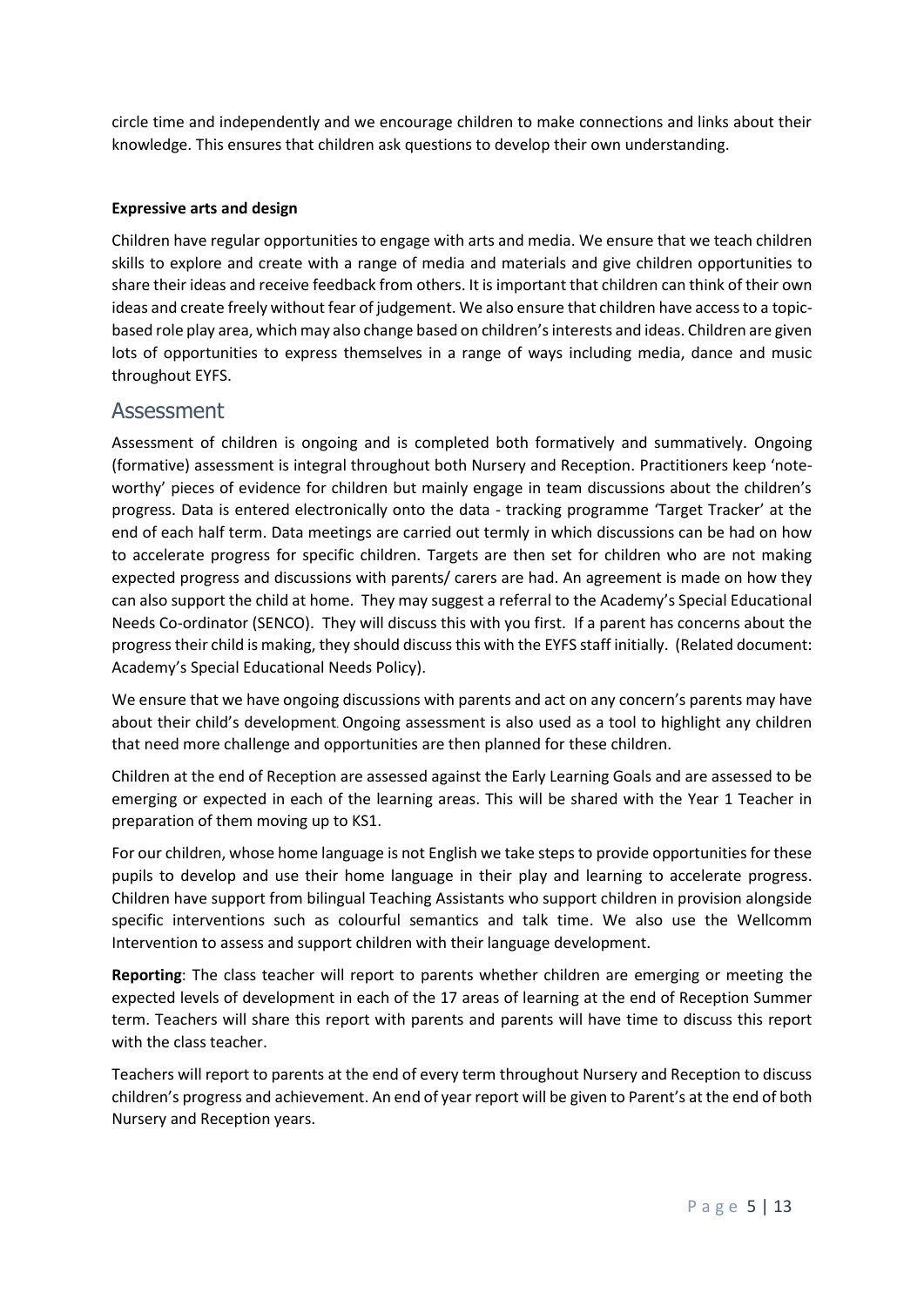circle time and independently and we encourage children to make connections and links about their knowledge. This ensures that children ask questions to develop their own understanding.

**Expressive arts and design**

Children have regular opportunities to engage with arts and media. We ensure that we teach children skills to explore and create with a range of media and materials and give children opportunities to share their ideas and receive feedback from others. It is important that children can think of their own ideas and create freely without fear of judgement. We also ensure that children have access to a topic-based role play area, which may also change based on children's interests and ideas. Children are given lots of opportunities to express themselves in a range of ways including media, dance and music throughout EYFS.

## Assessment

Assessment of children is ongoing and is completed both formatively and summatively. Ongoing (formative) assessment is integral throughout both Nursery and Reception. Practitioners keep 'note-worthy' pieces of evidence for children but mainly engage in team discussions about the children's progress. Data is entered electronically onto the data - tracking programme 'Target Tracker' at the end of each half term. Data meetings are carried out termly in which discussions can be had on how to accelerate progress for specific children. Targets are then set for children who are not making expected progress and discussions with parents/ carers are had. An agreement is made on how they can also support the child at home. They may suggest a referral to the Academy's Special Educational Needs Co-ordinator (SENCO). They will discuss this with you first. If a parent has concerns about the progress their child is making, they should discuss this with the EYFS staff initially. (Related document: Academy's Special Educational Needs Policy).

We ensure that we have ongoing discussions with parents and act on any concern's parents may have about their child's development. Ongoing assessment is also used as a tool to highlight any children that need more challenge and opportunities are then planned for these children.

Children at the end of Reception are assessed against the Early Learning Goals and are assessed to be emerging or expected in each of the learning areas. This will be shared with the Year 1 Teacher in preparation of them moving up to KS1.

For our children, whose home language is not English we take steps to provide opportunities for these pupils to develop and use their home language in their play and learning to accelerate progress. Children have support from bilingual Teaching Assistants who support children in provision alongside specific interventions such as colourful semantics and talk time. We also use the Wellcomm Intervention to assess and support children with their language development.

**Reporting**: The class teacher will report to parents whether children are emerging or meeting the expected levels of development in each of the 17 areas of learning at the end of Reception Summer term. Teachers will share this report with parents and parents will have time to discuss this report with the class teacher.

Teachers will report to parents at the end of every term throughout Nursery and Reception to discuss children's progress and achievement. An end of year report will be given to Parent's at the end of both Nursery and Reception years.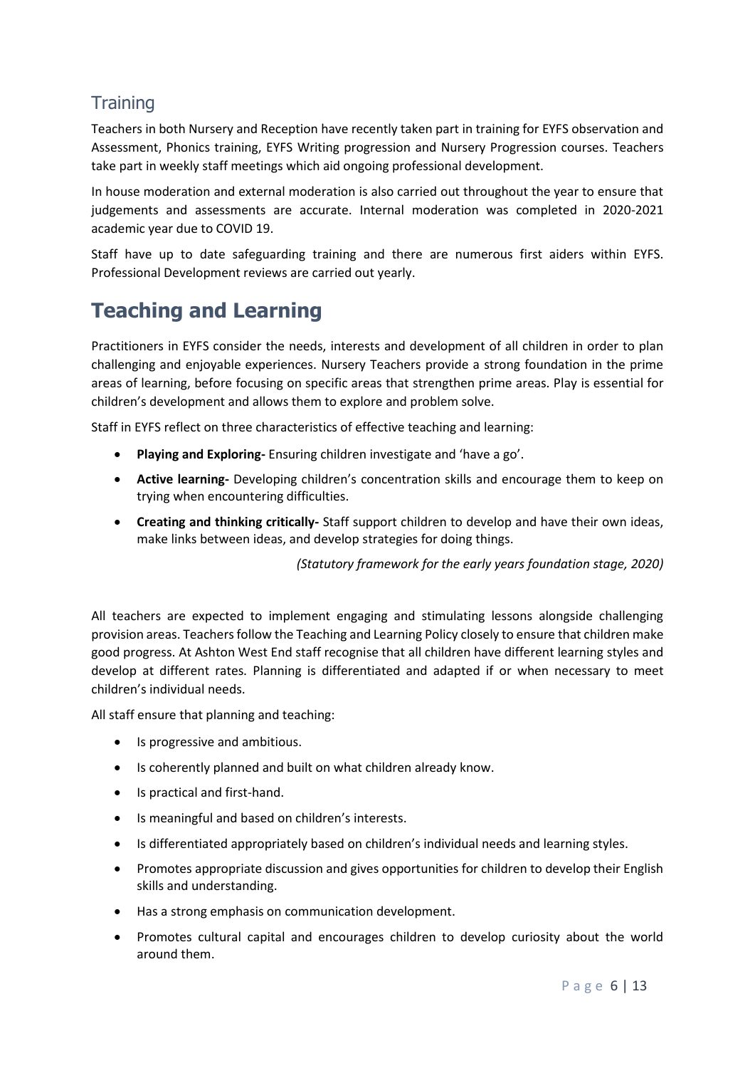## Training

Teachers in both Nursery and Reception have recently taken part in training for EYFS observation and Assessment, Phonics training, EYFS Writing progression and Nursery Progression courses. Teachers take part in weekly staff meetings which aid ongoing professional development.

In house moderation and external moderation is also carried out throughout the year to ensure that judgements and assessments are accurate. Internal moderation was completed in 2020-2021 academic year due to COVID 19.

Staff have up to date safeguarding training and there are numerous first aiders within EYFS. Professional Development reviews are carried out yearly.

# Teaching and Learning

Practitioners in EYFS consider the needs, interests and development of all children in order to plan challenging and enjoyable experiences. Nursery Teachers provide a strong foundation in the prime areas of learning, before focusing on specific areas that strengthen prime areas. Play is essential for children's development and allows them to explore and problem solve.

Staff in EYFS reflect on three characteristics of effective teaching and learning:

- **Playing and Exploring-** Ensuring children investigate and 'have a go'.
- **Active learning-** Developing children's concentration skills and encourage them to keep on trying when encountering difficulties.
- **Creating and thinking critically-** Staff support children to develop and have their own ideas, make links between ideas, and develop strategies for doing things.

*(Statutory framework for the early years foundation stage, 2020)*

All teachers are expected to implement engaging and stimulating lessons alongside challenging provision areas. Teachers follow the Teaching and Learning Policy closely to ensure that children make good progress. At Ashton West End staff recognise that all children have different learning styles and develop at different rates. Planning is differentiated and adapted if or when necessary to meet children's individual needs.

All staff ensure that planning and teaching:

- Is progressive and ambitious.
- Is coherently planned and built on what children already know.
- Is practical and first-hand.
- Is meaningful and based on children's interests.
- Is differentiated appropriately based on children's individual needs and learning styles.
- Promotes appropriate discussion and gives opportunities for children to develop their English skills and understanding.
- Has a strong emphasis on communication development.
- Promotes cultural capital and encourages children to develop curiosity about the world around them.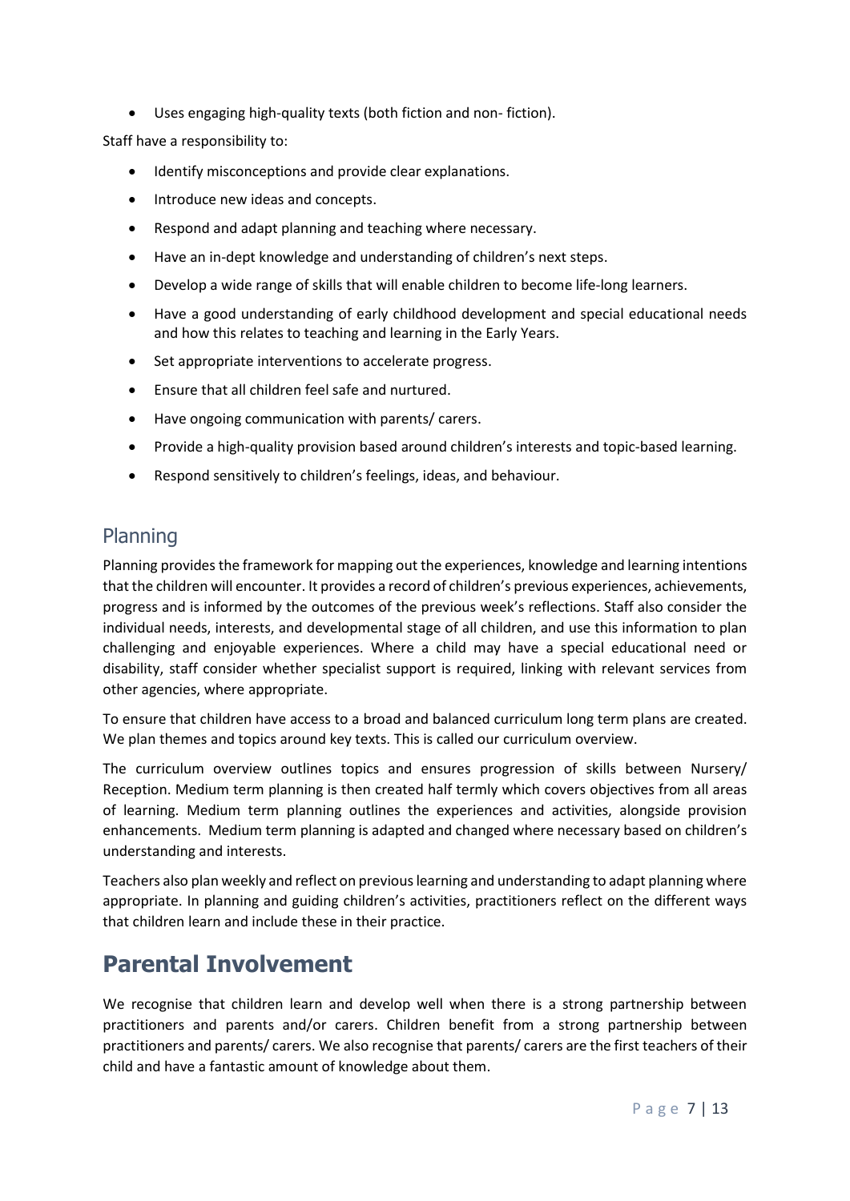- Uses engaging high-quality texts (both fiction and non- fiction).

Staff have a responsibility to:

- Identify misconceptions and provide clear explanations.
- Introduce new ideas and concepts.
- Respond and adapt planning and teaching where necessary.
- Have an in-dept knowledge and understanding of children's next steps.
- Develop a wide range of skills that will enable children to become life-long learners.
- Have a good understanding of early childhood development and special educational needs and how this relates to teaching and learning in the Early Years.
- Set appropriate interventions to accelerate progress.
- Ensure that all children feel safe and nurtured.
- Have ongoing communication with parents/ carers.
- Provide a high-quality provision based around children's interests and topic-based learning.
- Respond sensitively to children's feelings, ideas, and behaviour.

## Planning

Planning provides the framework for mapping out the experiences, knowledge and learning intentions that the children will encounter. It provides a record of children's previous experiences, achievements, progress and is informed by the outcomes of the previous week's reflections. Staff also consider the individual needs, interests, and developmental stage of all children, and use this information to plan challenging and enjoyable experiences. Where a child may have a special educational need or disability, staff consider whether specialist support is required, linking with relevant services from other agencies, where appropriate.

To ensure that children have access to a broad and balanced curriculum long term plans are created. We plan themes and topics around key texts. This is called our curriculum overview.

The curriculum overview outlines topics and ensures progression of skills between Nursery/ Reception. Medium term planning is then created half termly which covers objectives from all areas of learning. Medium term planning outlines the experiences and activities, alongside provision enhancements. Medium term planning is adapted and changed where necessary based on children's understanding and interests.

Teachers also plan weekly and reflect on previous learning and understanding to adapt planning where appropriate. In planning and guiding children's activities, practitioners reflect on the different ways that children learn and include these in their practice.

# Parental Involvement

We recognise that children learn and develop well when there is a strong partnership between practitioners and parents and/or carers. Children benefit from a strong partnership between practitioners and parents/ carers. We also recognise that parents/ carers are the first teachers of their child and have a fantastic amount of knowledge about them.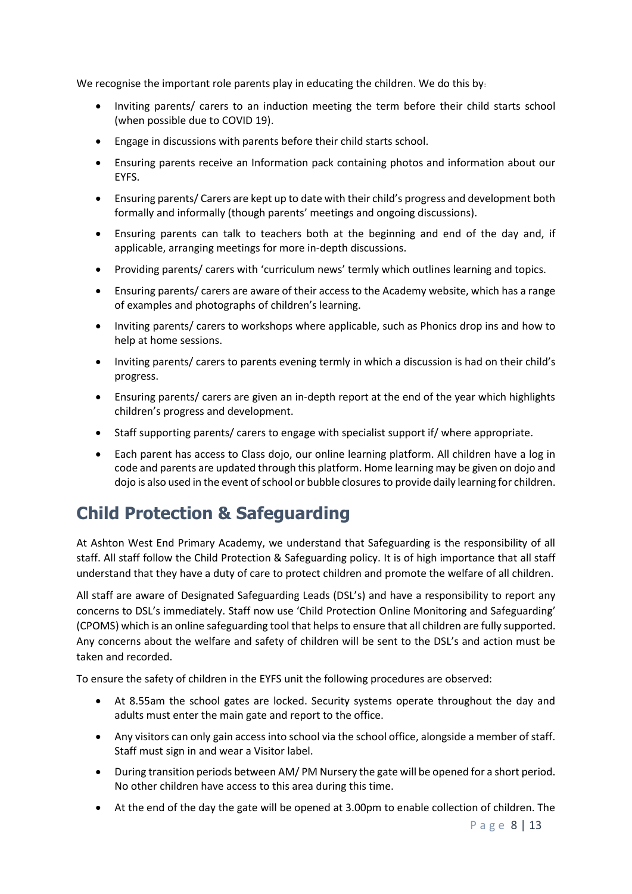We recognise the important role parents play in educating the children. We do this by:

- Inviting parents/ carers to an induction meeting the term before their child starts school (when possible due to COVID 19).
- Engage in discussions with parents before their child starts school.
- Ensuring parents receive an Information pack containing photos and information about our EYFS.
- Ensuring parents/ Carers are kept up to date with their child's progress and development both formally and informally (though parents' meetings and ongoing discussions).
- Ensuring parents can talk to teachers both at the beginning and end of the day and, if applicable, arranging meetings for more in-depth discussions.
- Providing parents/ carers with 'curriculum news' termly which outlines learning and topics.
- Ensuring parents/ carers are aware of their access to the Academy website, which has a range of examples and photographs of children's learning.
- Inviting parents/ carers to workshops where applicable, such as Phonics drop ins and how to help at home sessions.
- Inviting parents/ carers to parents evening termly in which a discussion is had on their child's progress.
- Ensuring parents/ carers are given an in-depth report at the end of the year which highlights children's progress and development.
- Staff supporting parents/ carers to engage with specialist support if/ where appropriate.
- Each parent has access to Class dojo, our online learning platform. All children have a log in code and parents are updated through this platform. Home learning may be given on dojo and dojo is also used in the event of school or bubble closures to provide daily learning for children.

## Child Protection & Safeguarding

At Ashton West End Primary Academy, we understand that Safeguarding is the responsibility of all staff. All staff follow the Child Protection & Safeguarding policy. It is of high importance that all staff understand that they have a duty of care to protect children and promote the welfare of all children.

All staff are aware of Designated Safeguarding Leads (DSL's) and have a responsibility to report any concerns to DSL's immediately. Staff now use 'Child Protection Online Monitoring and Safeguarding' (CPOMS) which is an online safeguarding tool that helps to ensure that all children are fully supported. Any concerns about the welfare and safety of children will be sent to the DSL's and action must be taken and recorded.

To ensure the safety of children in the EYFS unit the following procedures are observed:

- At 8.55am the school gates are locked. Security systems operate throughout the day and adults must enter the main gate and report to the office.
- Any visitors can only gain access into school via the school office, alongside a member of staff. Staff must sign in and wear a Visitor label.
- During transition periods between AM/ PM Nursery the gate will be opened for a short period. No other children have access to this area during this time.
- At the end of the day the gate will be opened at 3.00pm to enable collection of children. The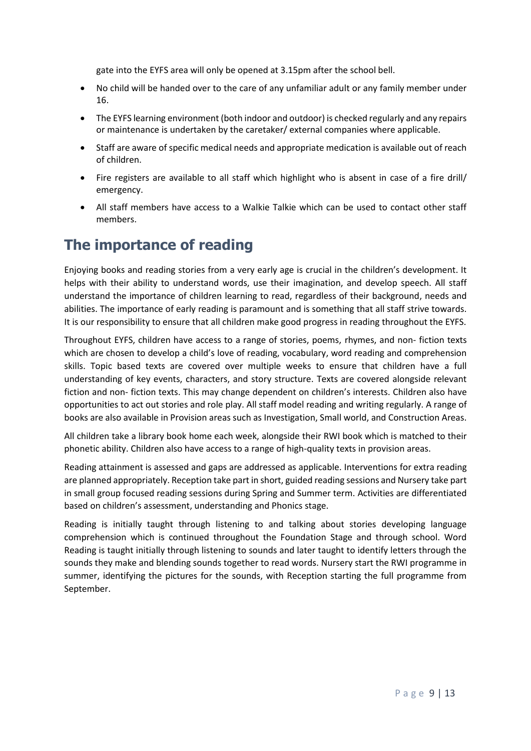gate into the EYFS area will only be opened at 3.15pm after the school bell.

- No child will be handed over to the care of any unfamiliar adult or any family member under 16.
- The EYFS learning environment (both indoor and outdoor) is checked regularly and any repairs or maintenance is undertaken by the caretaker/ external companies where applicable.
- Staff are aware of specific medical needs and appropriate medication is available out of reach of children.
- Fire registers are available to all staff which highlight who is absent in case of a fire drill/ emergency.
- All staff members have access to a Walkie Talkie which can be used to contact other staff members.

## The importance of reading

Enjoying books and reading stories from a very early age is crucial in the children's development. It helps with their ability to understand words, use their imagination, and develop speech. All staff understand the importance of children learning to read, regardless of their background, needs and abilities. The importance of early reading is paramount and is something that all staff strive towards. It is our responsibility to ensure that all children make good progress in reading throughout the EYFS.

Throughout EYFS, children have access to a range of stories, poems, rhymes, and non- fiction texts which are chosen to develop a child's love of reading, vocabulary, word reading and comprehension skills. Topic based texts are covered over multiple weeks to ensure that children have a full understanding of key events, characters, and story structure. Texts are covered alongside relevant fiction and non- fiction texts. This may change dependent on children's interests. Children also have opportunities to act out stories and role play. All staff model reading and writing regularly. A range of books are also available in Provision areas such as Investigation, Small world, and Construction Areas.

All children take a library book home each week, alongside their RWI book which is matched to their phonetic ability. Children also have access to a range of high-quality texts in provision areas.

Reading attainment is assessed and gaps are addressed as applicable. Interventions for extra reading are planned appropriately. Reception take part in short, guided reading sessions and Nursery take part in small group focused reading sessions during Spring and Summer term. Activities are differentiated based on children's assessment, understanding and Phonics stage.

Reading is initially taught through listening to and talking about stories developing language comprehension which is continued throughout the Foundation Stage and through school. Word Reading is taught initially through listening to sounds and later taught to identify letters through the sounds they make and blending sounds together to read words. Nursery start the RWI programme in summer, identifying the pictures for the sounds, with Reception starting the full programme from September.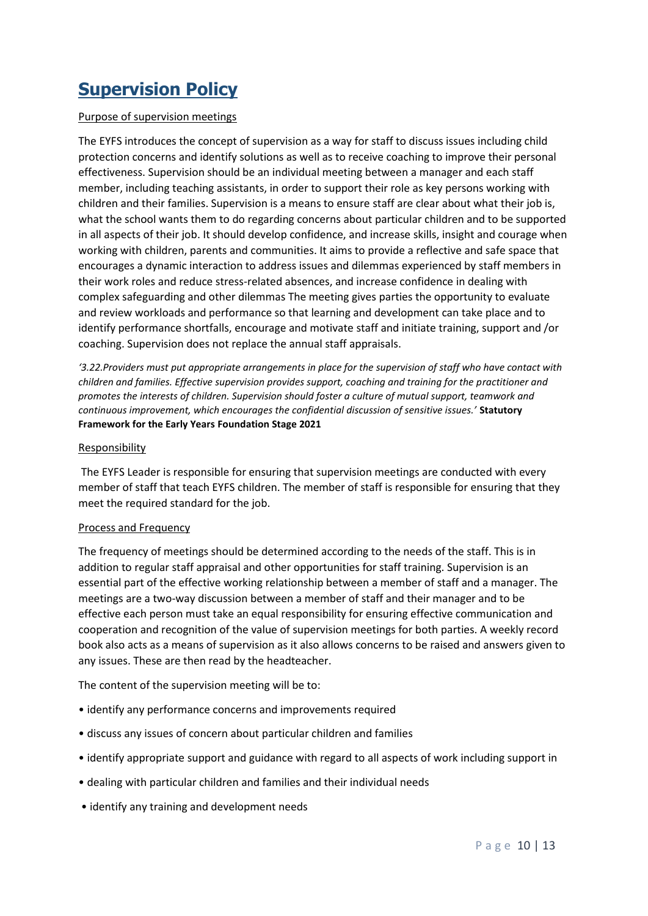# Supervision Policy

Purpose of supervision meetings

The EYFS introduces the concept of supervision as a way for staff to discuss issues including child protection concerns and identify solutions as well as to receive coaching to improve their personal effectiveness. Supervision should be an individual meeting between a manager and each staff member, including teaching assistants, in order to support their role as key persons working with children and their families. Supervision is a means to ensure staff are clear about what their job is, what the school wants them to do regarding concerns about particular children and to be supported in all aspects of their job. It should develop confidence, and increase skills, insight and courage when working with children, parents and communities. It aims to provide a reflective and safe space that encourages a dynamic interaction to address issues and dilemmas experienced by staff members in their work roles and reduce stress-related absences, and increase confidence in dealing with complex safeguarding and other dilemmas The meeting gives parties the opportunity to evaluate and review workloads and performance so that learning and development can take place and to identify performance shortfalls, encourage and motivate staff and initiate training, support and /or coaching. Supervision does not replace the annual staff appraisals.

*'3.22.Providers must put appropriate arrangements in place for the supervision of staff who have contact with children and families. Effective supervision provides support, coaching and training for the practitioner and promotes the interests of children. Supervision should foster a culture of mutual support, teamwork and continuous improvement, which encourages the confidential discussion of sensitive issues.'* **Statutory Framework for the Early Years Foundation Stage 2021**

Responsibility

The EYFS Leader is responsible for ensuring that supervision meetings are conducted with every member of staff that teach EYFS children. The member of staff is responsible for ensuring that they meet the required standard for the job.

Process and Frequency

The frequency of meetings should be determined according to the needs of the staff. This is in addition to regular staff appraisal and other opportunities for staff training. Supervision is an essential part of the effective working relationship between a member of staff and a manager. The meetings are a two-way discussion between a member of staff and their manager and to be effective each person must take an equal responsibility for ensuring effective communication and cooperation and recognition of the value of supervision meetings for both parties. A weekly record book also acts as a means of supervision as it also allows concerns to be raised and answers given to any issues. These are then read by the headteacher.

The content of the supervision meeting will be to:

- identify any performance concerns and improvements required
- discuss any issues of concern about particular children and families
- identify appropriate support and guidance with regard to all aspects of work including support in
- dealing with particular children and families and their individual needs
- identify any training and development needs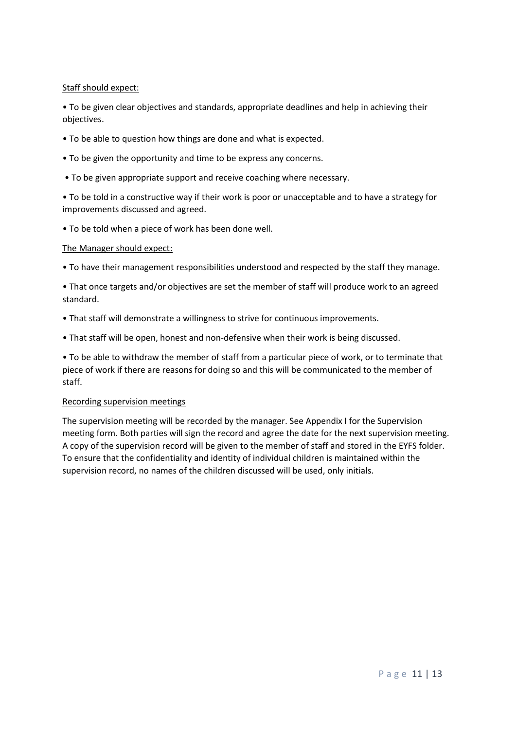Staff should expect:

- To be given clear objectives and standards, appropriate deadlines and help in achieving their objectives.
- To be able to question how things are done and what is expected.
- To be given the opportunity and time to be express any concerns.
- To be given appropriate support and receive coaching where necessary.
- To be told in a constructive way if their work is poor or unacceptable and to have a strategy for improvements discussed and agreed.
- To be told when a piece of work has been done well.

The Manager should expect:

- To have their management responsibilities understood and respected by the staff they manage.
- That once targets and/or objectives are set the member of staff will produce work to an agreed standard.
- That staff will demonstrate a willingness to strive for continuous improvements.
- That staff will be open, honest and non-defensive when their work is being discussed.
- To be able to withdraw the member of staff from a particular piece of work, or to terminate that piece of work if there are reasons for doing so and this will be communicated to the member of staff.

Recording supervision meetings

The supervision meeting will be recorded by the manager. See Appendix I for the Supervision meeting form. Both parties will sign the record and agree the date for the next supervision meeting. A copy of the supervision record will be given to the member of staff and stored in the EYFS folder. To ensure that the confidentiality and identity of individual children is maintained within the supervision record, no names of the children discussed will be used, only initials.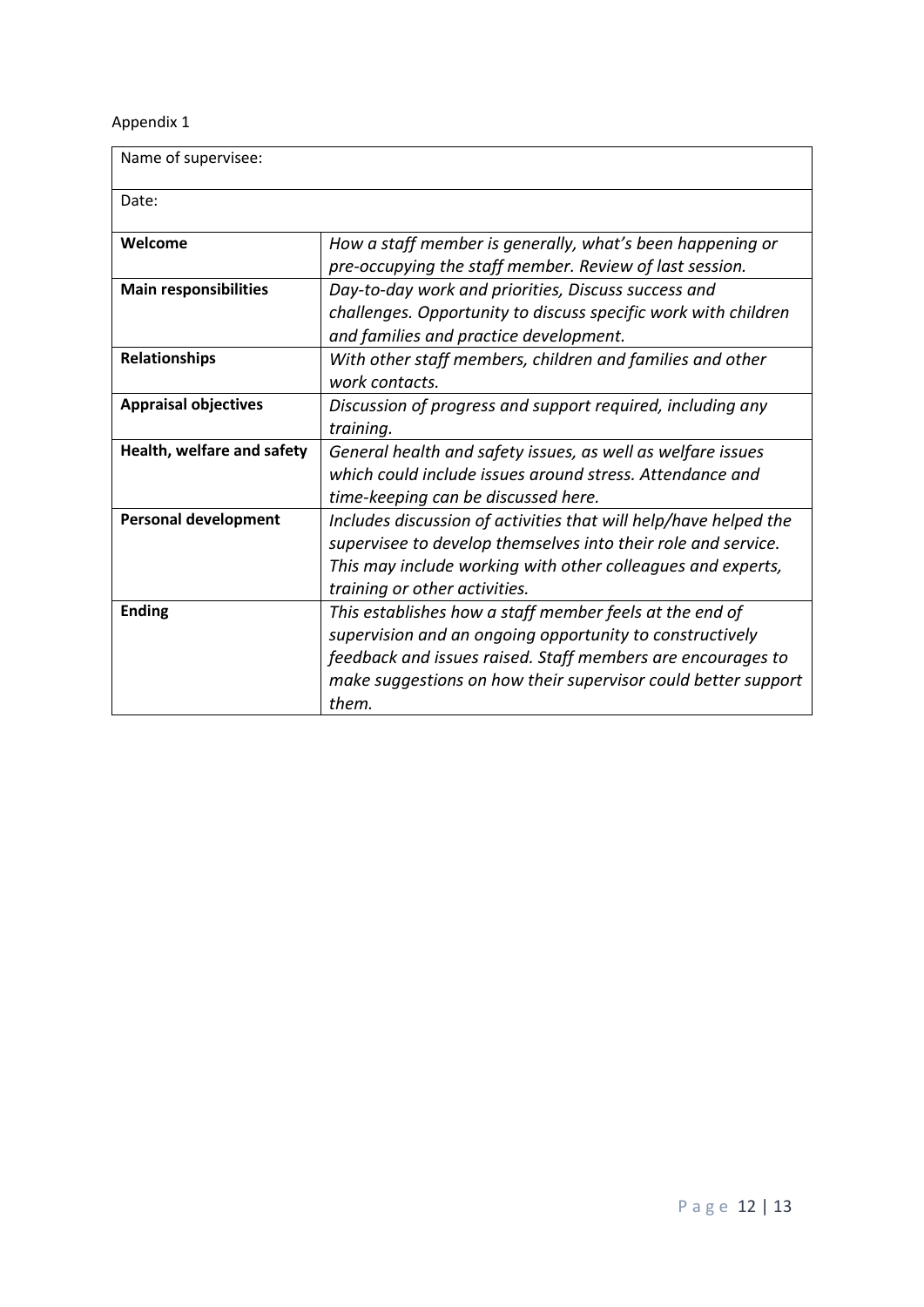Appendix 1

| Name of supervisee: | |
|---|---|
| Date: | |
| **Welcome** | *How a staff member is generally, what's been happening or pre-occupying the staff member. Review of last session.* |
| **Main responsibilities** | *Day-to-day work and priorities, Discuss success and challenges. Opportunity to discuss specific work with children and families and practice development.* |
| **Relationships** | *With other staff members, children and families and other work contacts.* |
| **Appraisal objectives** | *Discussion of progress and support required, including any training.* |
| **Health, welfare and safety** | *General health and safety issues, as well as welfare issues which could include issues around stress. Attendance and time-keeping can be discussed here.* |
| **Personal development** | *Includes discussion of activities that will help/have helped the supervisee to develop themselves into their role and service. This may include working with other colleagues and experts, training or other activities.* |
| **Ending** | *This establishes how a staff member feels at the end of supervision and an ongoing opportunity to constructively feedback and issues raised. Staff members are encourages to make suggestions on how their supervisor could better support them.* |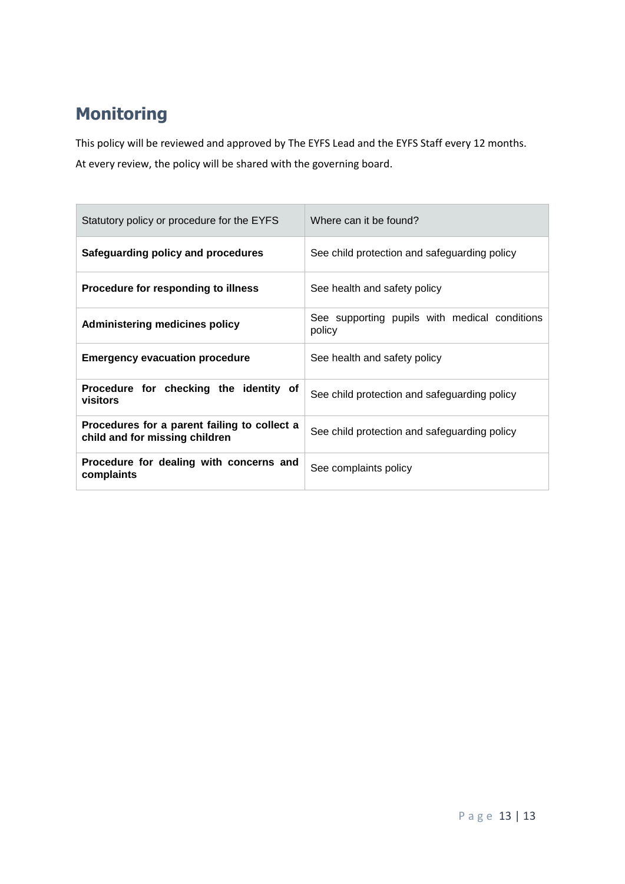## Monitoring

This policy will be reviewed and approved by The EYFS Lead and the EYFS Staff every 12 months.

At every review, the policy will be shared with the governing board.

| Statutory policy or procedure for the EYFS | Where can it be found? |
|---|---|
| **Safeguarding policy and procedures** | See child protection and safeguarding policy |
| **Procedure for responding to illness** | See health and safety policy |
| **Administering medicines policy** | See supporting pupils with medical conditions policy |
| **Emergency evacuation procedure** | See health and safety policy |
| **Procedure for checking the identity of visitors** | See child protection and safeguarding policy |
| **Procedures for a parent failing to collect a child and for missing children** | See child protection and safeguarding policy |
| **Procedure for dealing with concerns and complaints** | See complaints policy |